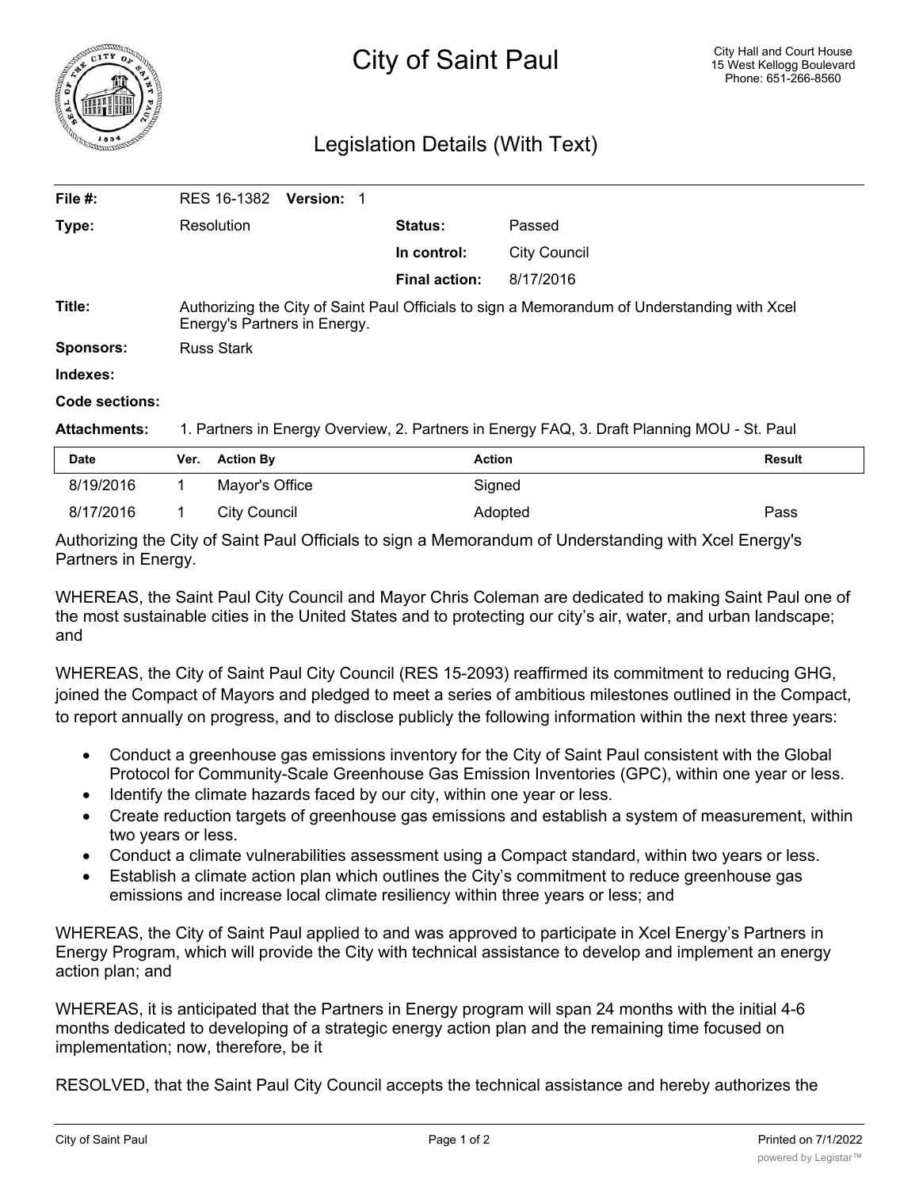# City of Saint Paul

City Hall and Court House
15 West Kellogg Boulevard
Phone: 651-266-8560

## Legislation Details (With Text)

| | | | |
|---|---|---|---|
| **File #:** | RES 16-1382 **Version:** 1 | | |
| **Type:** | Resolution | **Status:** | Passed |
| | | **In control:** | City Council |
| | | **Final action:** | 8/17/2016 |

**Title:** Authorizing the City of Saint Paul Officials to sign a Memorandum of Understanding with Xcel Energy's Partners in Energy.

**Sponsors:** Russ Stark

**Indexes:**

**Code sections:**

**Attachments:** 1. Partners in Energy Overview, 2. Partners in Energy FAQ, 3. Draft Planning MOU - St. Paul

| Date | Ver. | Action By | Action | Result |
|---|---|---|---|---|
| 8/19/2016 | 1 | Mayor's Office | Signed | |
| 8/17/2016 | 1 | City Council | Adopted | Pass |

Authorizing the City of Saint Paul Officials to sign a Memorandum of Understanding with Xcel Energy's Partners in Energy.

WHEREAS, the Saint Paul City Council and Mayor Chris Coleman are dedicated to making Saint Paul one of the most sustainable cities in the United States and to protecting our city's air, water, and urban landscape; and

WHEREAS, the City of Saint Paul City Council (RES 15-2093) reaffirmed its commitment to reducing GHG, joined the Compact of Mayors and pledged to meet a series of ambitious milestones outlined in the Compact, to report annually on progress, and to disclose publicly the following information within the next three years:

- Conduct a greenhouse gas emissions inventory for the City of Saint Paul consistent with the Global Protocol for Community-Scale Greenhouse Gas Emission Inventories (GPC), within one year or less.
- Identify the climate hazards faced by our city, within one year or less.
- Create reduction targets of greenhouse gas emissions and establish a system of measurement, within two years or less.
- Conduct a climate vulnerabilities assessment using a Compact standard, within two years or less.
- Establish a climate action plan which outlines the City's commitment to reduce greenhouse gas emissions and increase local climate resiliency within three years or less; and

WHEREAS, the City of Saint Paul applied to and was approved to participate in Xcel Energy's Partners in Energy Program, which will provide the City with technical assistance to develop and implement an energy action plan; and

WHEREAS, it is anticipated that the Partners in Energy program will span 24 months with the initial 4-6 months dedicated to developing of a strategic energy action plan and the remaining time focused on implementation; now, therefore, be it

RESOLVED, that the Saint Paul City Council accepts the technical assistance and hereby authorizes the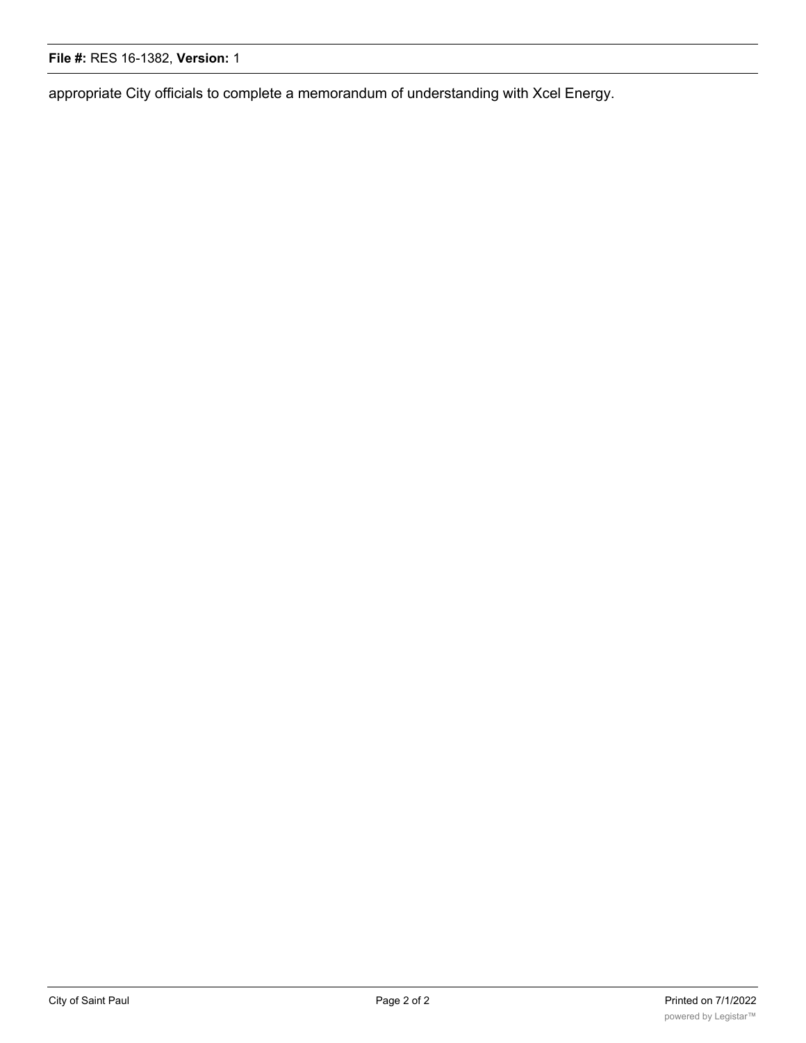appropriate City officials to complete a memorandum of understanding with Xcel Energy.